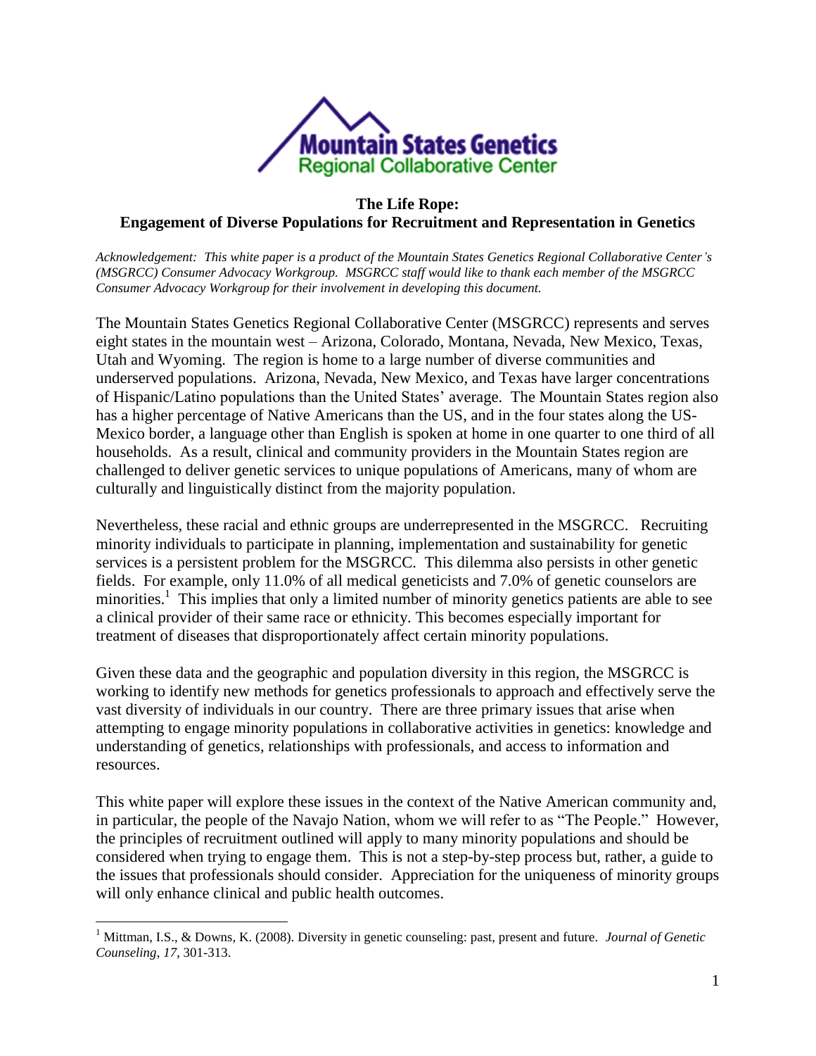Mountain States Genetics
Regional Collaborative Center

# The Life Rope: Engagement of Diverse Populations for Recruitment and Representation in Genetics

*Acknowledgement: This white paper is a product of the Mountain States Genetics Regional Collaborative Center's (MSGRCC) Consumer Advocacy Workgroup. MSGRCC staff would like to thank each member of the MSGRCC Consumer Advocacy Workgroup for their involvement in developing this document.*

The Mountain States Genetics Regional Collaborative Center (MSGRCC) represents and serves eight states in the mountain west – Arizona, Colorado, Montana, Nevada, New Mexico, Texas, Utah and Wyoming. The region is home to a large number of diverse communities and underserved populations. Arizona, Nevada, New Mexico, and Texas have larger concentrations of Hispanic/Latino populations than the United States' average. The Mountain States region also has a higher percentage of Native Americans than the US, and in the four states along the US-Mexico border, a language other than English is spoken at home in one quarter to one third of all households. As a result, clinical and community providers in the Mountain States region are challenged to deliver genetic services to unique populations of Americans, many of whom are culturally and linguistically distinct from the majority population.

Nevertheless, these racial and ethnic groups are underrepresented in the MSGRCC. Recruiting minority individuals to participate in planning, implementation and sustainability for genetic services is a persistent problem for the MSGRCC. This dilemma also persists in other genetic fields. For example, only 11.0% of all medical geneticists and 7.0% of genetic counselors are minorities.[1] This implies that only a limited number of minority genetics patients are able to see a clinical provider of their same race or ethnicity. This becomes especially important for treatment of diseases that disproportionately affect certain minority populations.

Given these data and the geographic and population diversity in this region, the MSGRCC is working to identify new methods for genetics professionals to approach and effectively serve the vast diversity of individuals in our country. There are three primary issues that arise when attempting to engage minority populations in collaborative activities in genetics: knowledge and understanding of genetics, relationships with professionals, and access to information and resources.

This white paper will explore these issues in the context of the Native American community and, in particular, the people of the Navajo Nation, whom we will refer to as "The People." However, the principles of recruitment outlined will apply to many minority populations and should be considered when trying to engage them. This is not a step-by-step process but, rather, a guide to the issues that professionals should consider. Appreciation for the uniqueness of minority groups will only enhance clinical and public health outcomes.

---

[1] Mittman, I.S., & Downs, K. (2008). Diversity in genetic counseling: past, present and future. *Journal of Genetic Counseling, 17*, 301-313.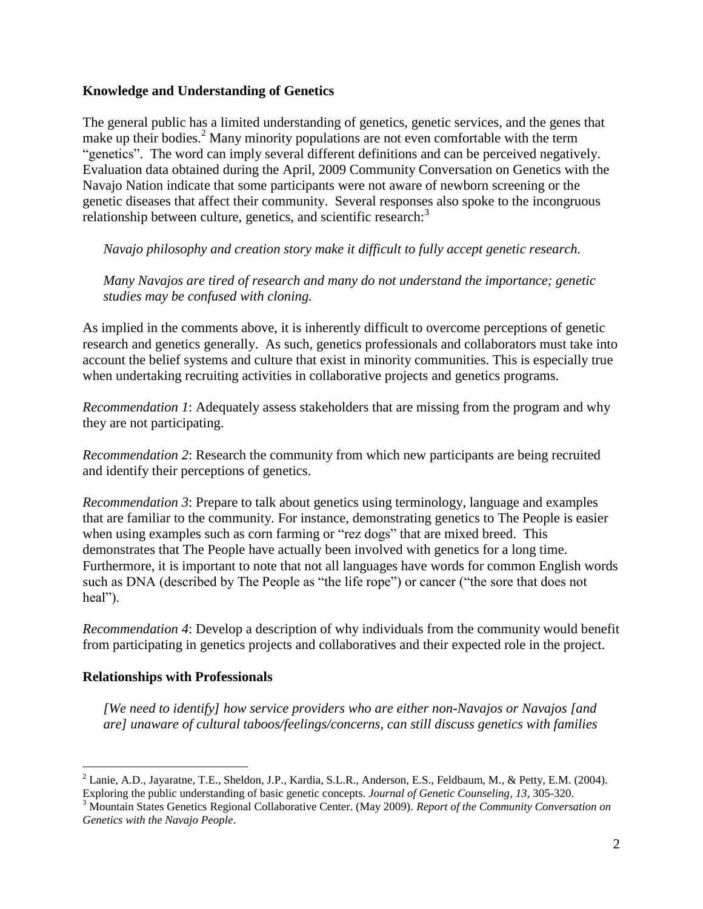## Knowledge and Understanding of Genetics

The general public has a limited understanding of genetics, genetic services, and the genes that make up their bodies.[2] Many minority populations are not even comfortable with the term "genetics". The word can imply several different definitions and can be perceived negatively. Evaluation data obtained during the April, 2009 Community Conversation on Genetics with the Navajo Nation indicate that some participants were not aware of newborn screening or the genetic diseases that affect their community. Several responses also spoke to the incongruous relationship between culture, genetics, and scientific research:[3]

> *Navajo philosophy and creation story make it difficult to fully accept genetic research.*
>
> *Many Navajos are tired of research and many do not understand the importance; genetic studies may be confused with cloning.*

As implied in the comments above, it is inherently difficult to overcome perceptions of genetic research and genetics generally. As such, genetics professionals and collaborators must take into account the belief systems and culture that exist in minority communities. This is especially true when undertaking recruiting activities in collaborative projects and genetics programs.

*Recommendation 1*: Adequately assess stakeholders that are missing from the program and why they are not participating.

*Recommendation 2*: Research the community from which new participants are being recruited and identify their perceptions of genetics.

*Recommendation 3*: Prepare to talk about genetics using terminology, language and examples that are familiar to the community. For instance, demonstrating genetics to The People is easier when using examples such as corn farming or "rez dogs" that are mixed breed. This demonstrates that The People have actually been involved with genetics for a long time. Furthermore, it is important to note that not all languages have words for common English words such as DNA (described by The People as "the life rope") or cancer ("the sore that does not heal").

*Recommendation 4*: Develop a description of why individuals from the community would benefit from participating in genetics projects and collaboratives and their expected role in the project.

## Relationships with Professionals

> *[We need to identify] how service providers who are either non-Navajos or Navajos [and are] unaware of cultural taboos/feelings/concerns, can still discuss genetics with families*

---

[2] Lanie, A.D., Jayaratne, T.E., Sheldon, J.P., Kardia, S.L.R., Anderson, E.S., Feldbaum, M., & Petty, E.M. (2004). Exploring the public understanding of basic genetic concepts. *Journal of Genetic Counseling*, *13*, 305-320.

[3] Mountain States Genetics Regional Collaborative Center. (May 2009). *Report of the Community Conversation on Genetics with the Navajo People*.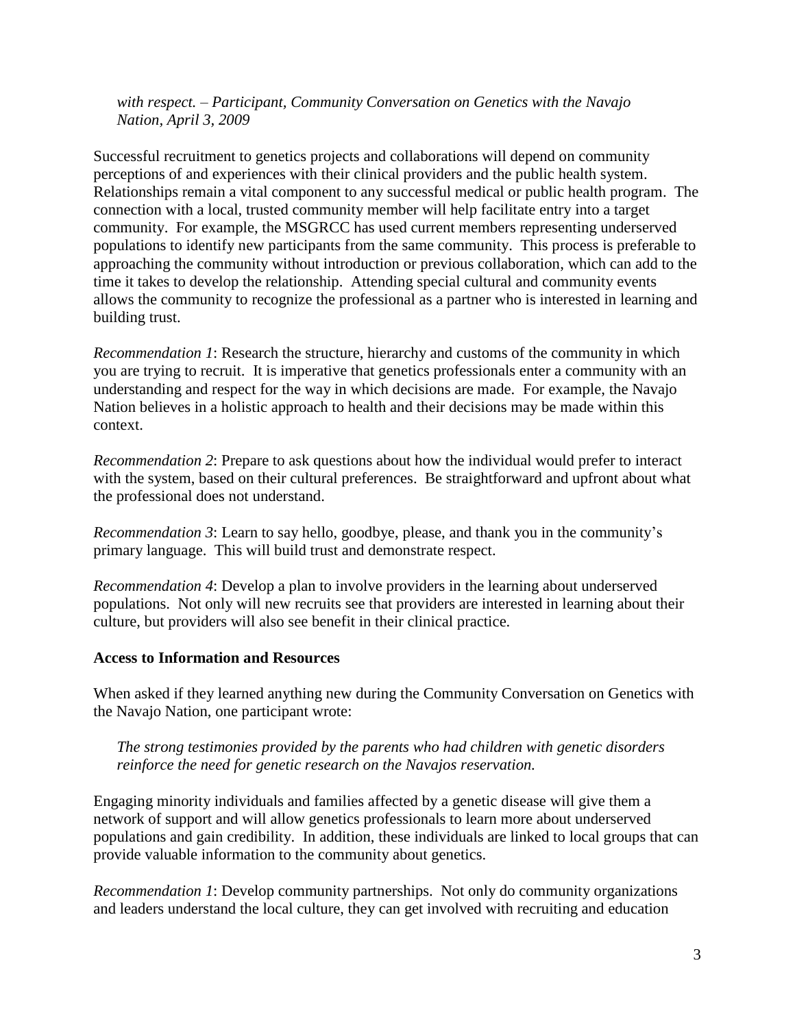*with respect. – Participant, Community Conversation on Genetics with the Navajo Nation, April 3, 2009*

Successful recruitment to genetics projects and collaborations will depend on community perceptions of and experiences with their clinical providers and the public health system. Relationships remain a vital component to any successful medical or public health program. The connection with a local, trusted community member will help facilitate entry into a target community. For example, the MSGRCC has used current members representing underserved populations to identify new participants from the same community. This process is preferable to approaching the community without introduction or previous collaboration, which can add to the time it takes to develop the relationship. Attending special cultural and community events allows the community to recognize the professional as a partner who is interested in learning and building trust.

*Recommendation 1*: Research the structure, hierarchy and customs of the community in which you are trying to recruit. It is imperative that genetics professionals enter a community with an understanding and respect for the way in which decisions are made. For example, the Navajo Nation believes in a holistic approach to health and their decisions may be made within this context.

*Recommendation 2*: Prepare to ask questions about how the individual would prefer to interact with the system, based on their cultural preferences. Be straightforward and upfront about what the professional does not understand.

*Recommendation 3*: Learn to say hello, goodbye, please, and thank you in the community's primary language. This will build trust and demonstrate respect.

*Recommendation 4*: Develop a plan to involve providers in the learning about underserved populations. Not only will new recruits see that providers are interested in learning about their culture, but providers will also see benefit in their clinical practice.

**Access to Information and Resources**

When asked if they learned anything new during the Community Conversation on Genetics with the Navajo Nation, one participant wrote:

*The strong testimonies provided by the parents who had children with genetic disorders reinforce the need for genetic research on the Navajos reservation.*

Engaging minority individuals and families affected by a genetic disease will give them a network of support and will allow genetics professionals to learn more about underserved populations and gain credibility. In addition, these individuals are linked to local groups that can provide valuable information to the community about genetics.

*Recommendation 1*: Develop community partnerships. Not only do community organizations and leaders understand the local culture, they can get involved with recruiting and education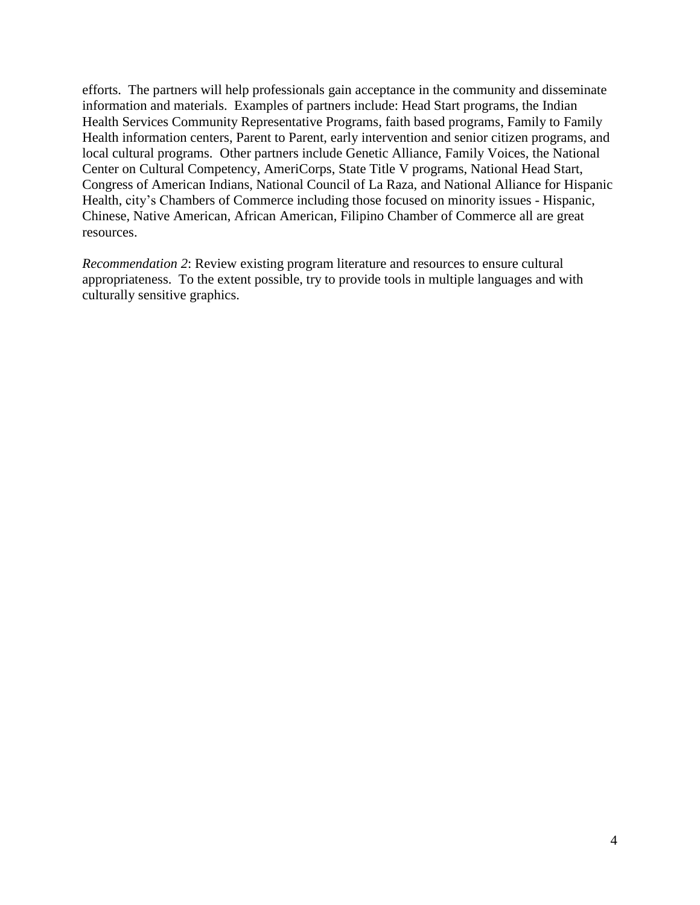efforts. The partners will help professionals gain acceptance in the community and disseminate information and materials. Examples of partners include: Head Start programs, the Indian Health Services Community Representative Programs, faith based programs, Family to Family Health information centers, Parent to Parent, early intervention and senior citizen programs, and local cultural programs. Other partners include Genetic Alliance, Family Voices, the National Center on Cultural Competency, AmeriCorps, State Title V programs, National Head Start, Congress of American Indians, National Council of La Raza, and National Alliance for Hispanic Health, city's Chambers of Commerce including those focused on minority issues - Hispanic, Chinese, Native American, African American, Filipino Chamber of Commerce all are great resources.

*Recommendation 2*: Review existing program literature and resources to ensure cultural appropriateness. To the extent possible, try to provide tools in multiple languages and with culturally sensitive graphics.